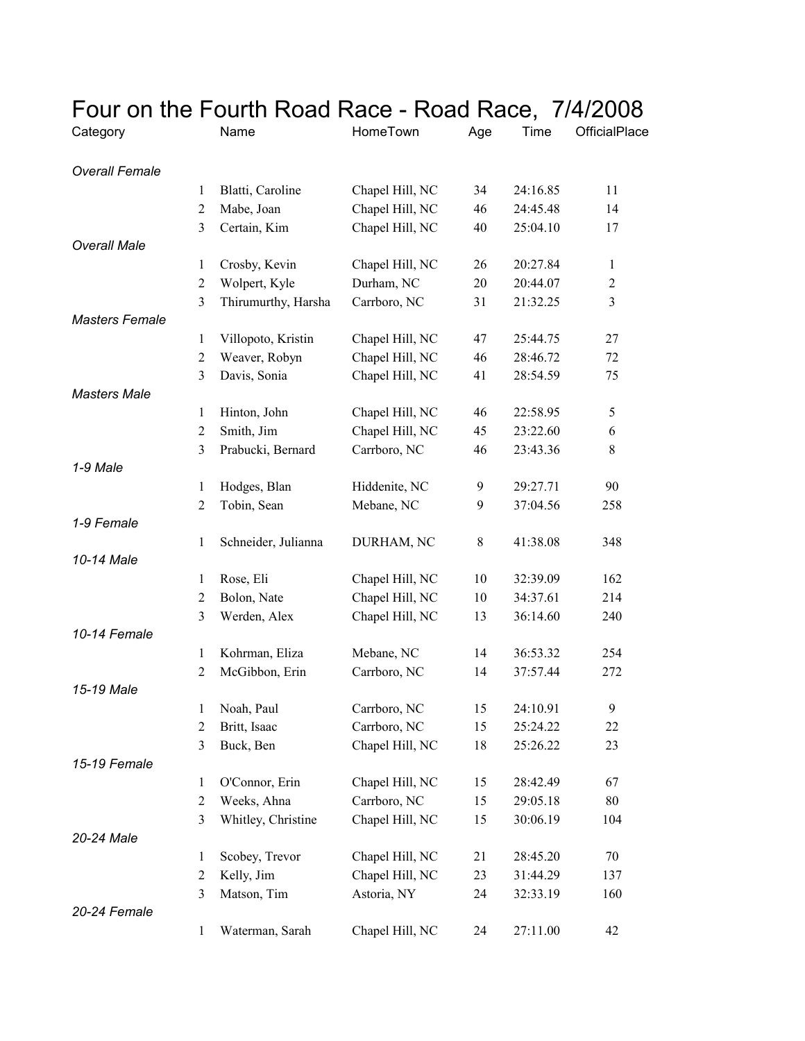# Four on the Fourth Road Race - Road Race,  7/4/2008

| Category | | Name | HomeTown | Age | Time | OfficialPlace |
|---|---|---|---|---|---|---|
| *Overall Female* | | | | | | |
| | 1 | Blatti, Caroline | Chapel Hill, NC | 34 | 24:16.85 | 11 |
| | 2 | Mabe, Joan | Chapel Hill, NC | 46 | 24:45.48 | 14 |
| | 3 | Certain, Kim | Chapel Hill, NC | 40 | 25:04.10 | 17 |
| *Overall Male* | | | | | | |
| | 1 | Crosby, Kevin | Chapel Hill, NC | 26 | 20:27.84 | 1 |
| | 2 | Wolpert, Kyle | Durham, NC | 20 | 20:44.07 | 2 |
| | 3 | Thirumurthy, Harsha | Carrboro, NC | 31 | 21:32.25 | 3 |
| *Masters Female* | | | | | | |
| | 1 | Villopoto, Kristin | Chapel Hill, NC | 47 | 25:44.75 | 27 |
| | 2 | Weaver, Robyn | Chapel Hill, NC | 46 | 28:46.72 | 72 |
| | 3 | Davis, Sonia | Chapel Hill, NC | 41 | 28:54.59 | 75 |
| *Masters Male* | | | | | | |
| | 1 | Hinton, John | Chapel Hill, NC | 46 | 22:58.95 | 5 |
| | 2 | Smith, Jim | Chapel Hill, NC | 45 | 23:22.60 | 6 |
| | 3 | Prabucki, Bernard | Carrboro, NC | 46 | 23:43.36 | 8 |
| *1-9 Male* | | | | | | |
| | 1 | Hodges, Blan | Hiddenite, NC | 9 | 29:27.71 | 90 |
| | 2 | Tobin, Sean | Mebane, NC | 9 | 37:04.56 | 258 |
| *1-9 Female* | | | | | | |
| | 1 | Schneider, Julianna | DURHAM, NC | 8 | 41:38.08 | 348 |
| *10-14 Male* | | | | | | |
| | 1 | Rose, Eli | Chapel Hill, NC | 10 | 32:39.09 | 162 |
| | 2 | Bolon, Nate | Chapel Hill, NC | 10 | 34:37.61 | 214 |
| | 3 | Werden, Alex | Chapel Hill, NC | 13 | 36:14.60 | 240 |
| *10-14 Female* | | | | | | |
| | 1 | Kohrman, Eliza | Mebane, NC | 14 | 36:53.32 | 254 |
| | 2 | McGibbon, Erin | Carrboro, NC | 14 | 37:57.44 | 272 |
| *15-19 Male* | | | | | | |
| | 1 | Noah, Paul | Carrboro, NC | 15 | 24:10.91 | 9 |
| | 2 | Britt, Isaac | Carrboro, NC | 15 | 25:24.22 | 22 |
| | 3 | Buck, Ben | Chapel Hill, NC | 18 | 25:26.22 | 23 |
| *15-19 Female* | | | | | | |
| | 1 | O'Connor, Erin | Chapel Hill, NC | 15 | 28:42.49 | 67 |
| | 2 | Weeks, Ahna | Carrboro, NC | 15 | 29:05.18 | 80 |
| | 3 | Whitley, Christine | Chapel Hill, NC | 15 | 30:06.19 | 104 |
| *20-24 Male* | | | | | | |
| | 1 | Scobey, Trevor | Chapel Hill, NC | 21 | 28:45.20 | 70 |
| | 2 | Kelly, Jim | Chapel Hill, NC | 23 | 31:44.29 | 137 |
| | 3 | Matson, Tim | Astoria, NY | 24 | 32:33.19 | 160 |
| *20-24 Female* | | | | | | |
| | 1 | Waterman, Sarah | Chapel Hill, NC | 24 | 27:11.00 | 42 |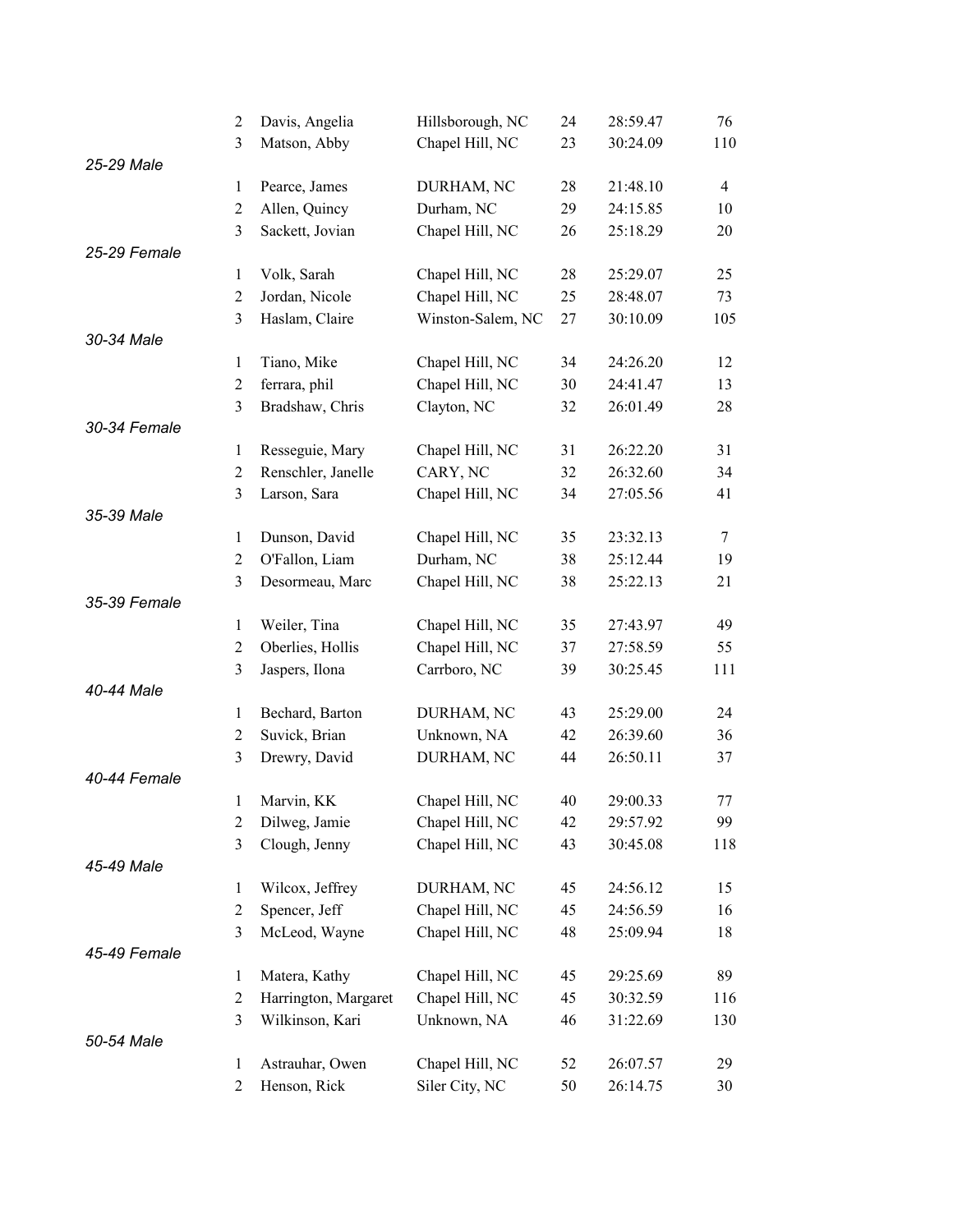| | | | | | |
|---|---|---|---|---|---|
| 2 | Davis, Angelia | Hillsborough, NC | 24 | 28:59.47 | 76 |
| 3 | Matson, Abby | Chapel Hill, NC | 23 | 30:24.09 | 110 |

*25-29 Male*

| | | | | | |
|---|---|---|---|---|---|
| 1 | Pearce, James | DURHAM, NC | 28 | 21:48.10 | 4 |
| 2 | Allen, Quincy | Durham, NC | 29 | 24:15.85 | 10 |
| 3 | Sackett, Jovian | Chapel Hill, NC | 26 | 25:18.29 | 20 |

*25-29 Female*

| | | | | | |
|---|---|---|---|---|---|
| 1 | Volk, Sarah | Chapel Hill, NC | 28 | 25:29.07 | 25 |
| 2 | Jordan, Nicole | Chapel Hill, NC | 25 | 28:48.07 | 73 |
| 3 | Haslam, Claire | Winston-Salem, NC | 27 | 30:10.09 | 105 |

*30-34 Male*

| | | | | | |
|---|---|---|---|---|---|
| 1 | Tiano, Mike | Chapel Hill, NC | 34 | 24:26.20 | 12 |
| 2 | ferrara, phil | Chapel Hill, NC | 30 | 24:41.47 | 13 |
| 3 | Bradshaw, Chris | Clayton, NC | 32 | 26:01.49 | 28 |

*30-34 Female*

| | | | | | |
|---|---|---|---|---|---|
| 1 | Resseguie, Mary | Chapel Hill, NC | 31 | 26:22.20 | 31 |
| 2 | Renschler, Janelle | CARY, NC | 32 | 26:32.60 | 34 |
| 3 | Larson, Sara | Chapel Hill, NC | 34 | 27:05.56 | 41 |

*35-39 Male*

| | | | | | |
|---|---|---|---|---|---|
| 1 | Dunson, David | Chapel Hill, NC | 35 | 23:32.13 | 7 |
| 2 | O'Fallon, Liam | Durham, NC | 38 | 25:12.44 | 19 |
| 3 | Desormeau, Marc | Chapel Hill, NC | 38 | 25:22.13 | 21 |

*35-39 Female*

| | | | | | |
|---|---|---|---|---|---|
| 1 | Weiler, Tina | Chapel Hill, NC | 35 | 27:43.97 | 49 |
| 2 | Oberlies, Hollis | Chapel Hill, NC | 37 | 27:58.59 | 55 |
| 3 | Jaspers, Ilona | Carrboro, NC | 39 | 30:25.45 | 111 |

*40-44 Male*

| | | | | | |
|---|---|---|---|---|---|
| 1 | Bechard, Barton | DURHAM, NC | 43 | 25:29.00 | 24 |
| 2 | Suvick, Brian | Unknown, NA | 42 | 26:39.60 | 36 |
| 3 | Drewry, David | DURHAM, NC | 44 | 26:50.11 | 37 |

*40-44 Female*

| | | | | | |
|---|---|---|---|---|---|
| 1 | Marvin, KK | Chapel Hill, NC | 40 | 29:00.33 | 77 |
| 2 | Dilweg, Jamie | Chapel Hill, NC | 42 | 29:57.92 | 99 |
| 3 | Clough, Jenny | Chapel Hill, NC | 43 | 30:45.08 | 118 |

*45-49 Male*

| | | | | | |
|---|---|---|---|---|---|
| 1 | Wilcox, Jeffrey | DURHAM, NC | 45 | 24:56.12 | 15 |
| 2 | Spencer, Jeff | Chapel Hill, NC | 45 | 24:56.59 | 16 |
| 3 | McLeod, Wayne | Chapel Hill, NC | 48 | 25:09.94 | 18 |

*45-49 Female*

| | | | | | |
|---|---|---|---|---|---|
| 1 | Matera, Kathy | Chapel Hill, NC | 45 | 29:25.69 | 89 |
| 2 | Harrington, Margaret | Chapel Hill, NC | 45 | 30:32.59 | 116 |
| 3 | Wilkinson, Kari | Unknown, NA | 46 | 31:22.69 | 130 |

*50-54 Male*

| | | | | | |
|---|---|---|---|---|---|
| 1 | Astrauhar, Owen | Chapel Hill, NC | 52 | 26:07.57 | 29 |
| 2 | Henson, Rick | Siler City, NC | 50 | 26:14.75 | 30 |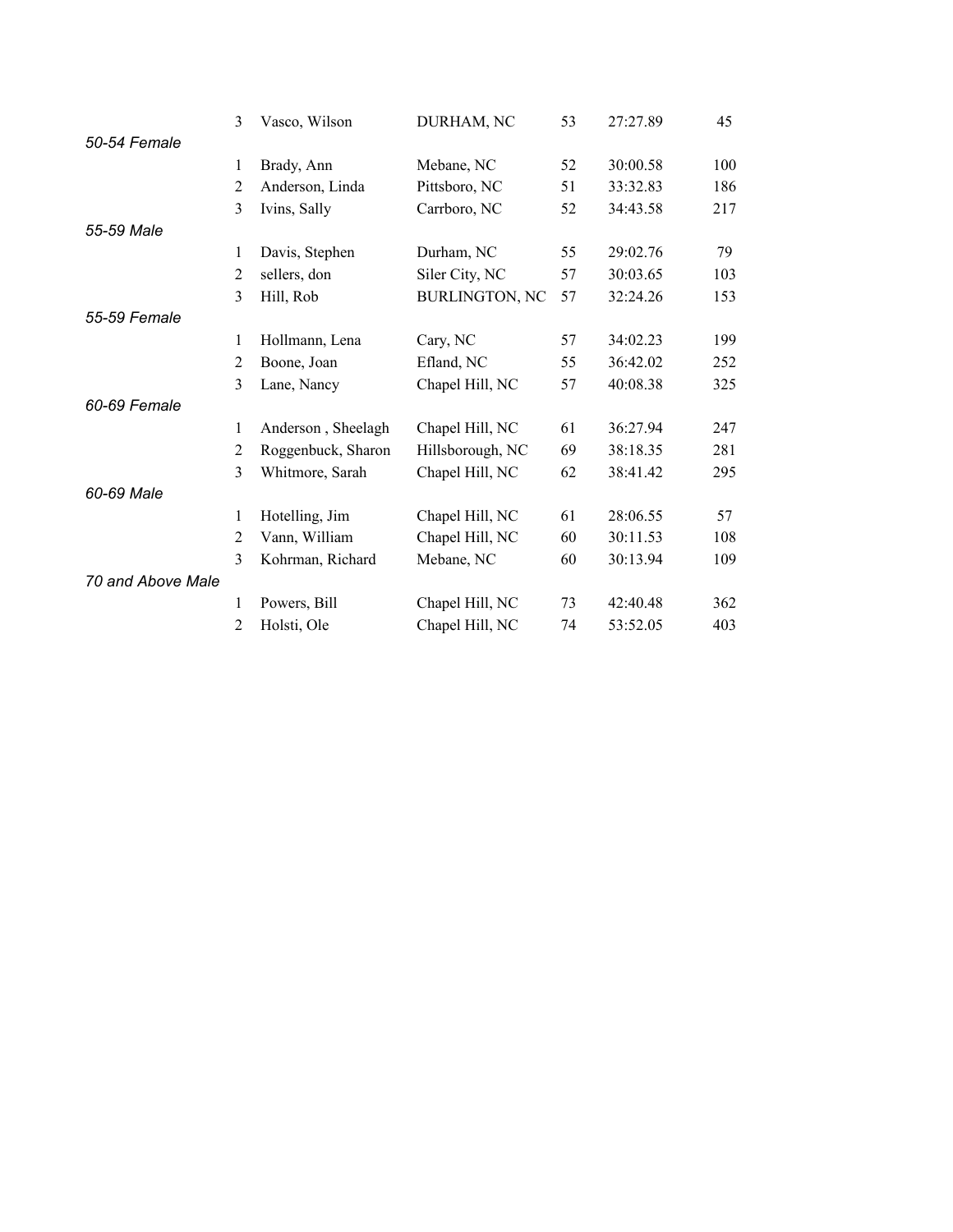| | | | | | | |
|---|---|---|---|---|---|---|
| | 3 | Vasco, Wilson | DURHAM, NC | 53 | 27:27.89 | 45 |
| *50-54 Female* | | | | | | |
| | 1 | Brady, Ann | Mebane, NC | 52 | 30:00.58 | 100 |
| | 2 | Anderson, Linda | Pittsboro, NC | 51 | 33:32.83 | 186 |
| | 3 | Ivins, Sally | Carrboro, NC | 52 | 34:43.58 | 217 |
| *55-59 Male* | | | | | | |
| | 1 | Davis, Stephen | Durham, NC | 55 | 29:02.76 | 79 |
| | 2 | sellers, don | Siler City, NC | 57 | 30:03.65 | 103 |
| | 3 | Hill, Rob | BURLINGTON, NC | 57 | 32:24.26 | 153 |
| *55-59 Female* | | | | | | |
| | 1 | Hollmann, Lena | Cary, NC | 57 | 34:02.23 | 199 |
| | 2 | Boone, Joan | Efland, NC | 55 | 36:42.02 | 252 |
| | 3 | Lane, Nancy | Chapel Hill, NC | 57 | 40:08.38 | 325 |
| *60-69 Female* | | | | | | |
| | 1 | Anderson , Sheelagh | Chapel Hill, NC | 61 | 36:27.94 | 247 |
| | 2 | Roggenbuck, Sharon | Hillsborough, NC | 69 | 38:18.35 | 281 |
| | 3 | Whitmore, Sarah | Chapel Hill, NC | 62 | 38:41.42 | 295 |
| *60-69 Male* | | | | | | |
| | 1 | Hotelling, Jim | Chapel Hill, NC | 61 | 28:06.55 | 57 |
| | 2 | Vann, William | Chapel Hill, NC | 60 | 30:11.53 | 108 |
| | 3 | Kohrman, Richard | Mebane, NC | 60 | 30:13.94 | 109 |
| *70 and Above Male* | | | | | | |
| | 1 | Powers, Bill | Chapel Hill, NC | 73 | 42:40.48 | 362 |
| | 2 | Holsti, Ole | Chapel Hill, NC | 74 | 53:52.05 | 403 |